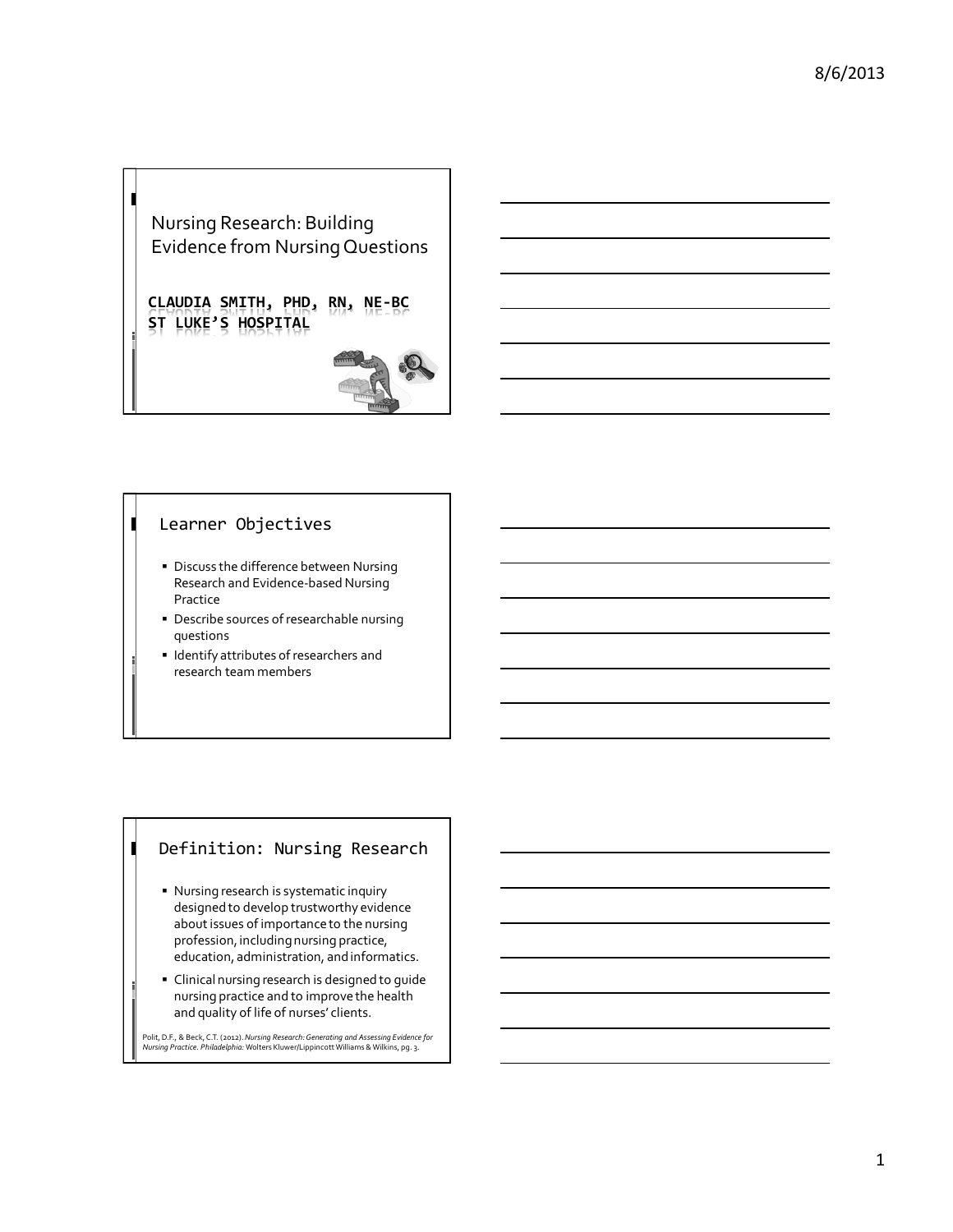# Nursing Research: Building Evidence from Nursing Questions

**CLAUDIA SMITH, PHD, RN, NE-BC**
**ST LUKE'S HOSPITAL**

## Learner Objectives

- Discuss the difference between Nursing Research and Evidence-based Nursing Practice
- Describe sources of researchable nursing questions
- Identify attributes of researchers and research team members

## Definition: Nursing Research

- Nursing research is systematic inquiry designed to develop trustworthy evidence about issues of importance to the nursing profession, including nursing practice, education, administration, and informatics.
- Clinical nursing research is designed to guide nursing practice and to improve the health and quality of life of nurses' clients.

Polit, D.F., & Beck, C.T. (2012). *Nursing Research: Generating and Assessing Evidence for Nursing Practice. Philadelphia:* Wolters Kluwer/Lippincott Williams & Wilkins, pg. 3.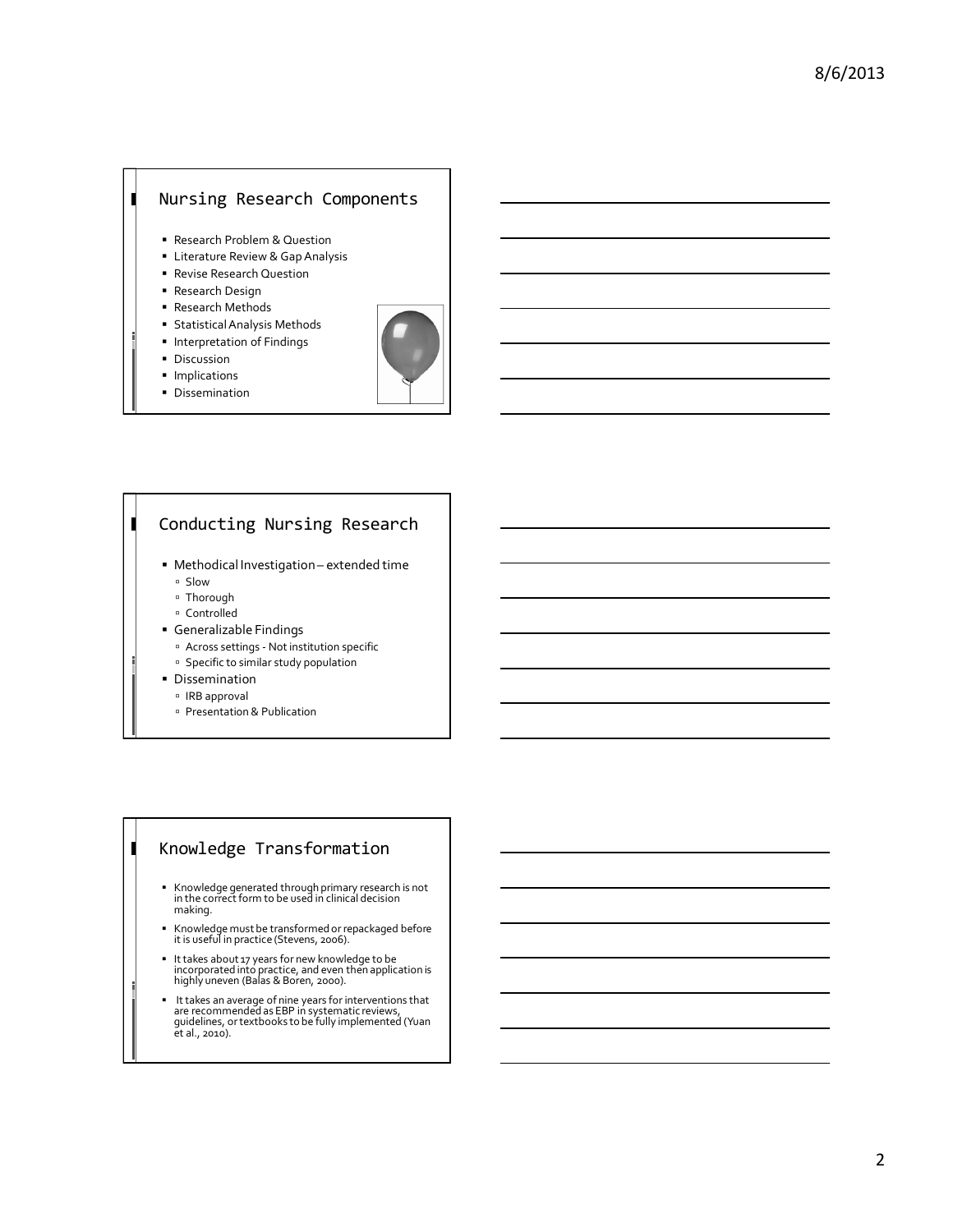## Nursing Research Components

- Research Problem & Question
- Literature Review & Gap Analysis
- Revise Research Question
- Research Design
- Research Methods
- Statistical Analysis Methods
- Interpretation of Findings
- Discussion
- Implications
- Dissemination

## Conducting Nursing Research

- Methodical Investigation – extended time
  - Slow
  - Thorough
  - Controlled
- Generalizable Findings
  - Across settings - Not institution specific
  - Specific to similar study population
- Dissemination
  - IRB approval
  - Presentation & Publication

## Knowledge Transformation

- Knowledge generated through primary research is not in the correct form to be used in clinical decision making.
- Knowledge must be transformed or repackaged before it is useful in practice (Stevens, 2006).
- It takes about 17 years for new knowledge to be incorporated into practice, and even then application is highly uneven (Balas & Boren, 2000).
- It takes an average of nine years for interventions that are recommended as EBP in systematic reviews, guidelines, or textbooks to be fully implemented (Yuan et al., 2010).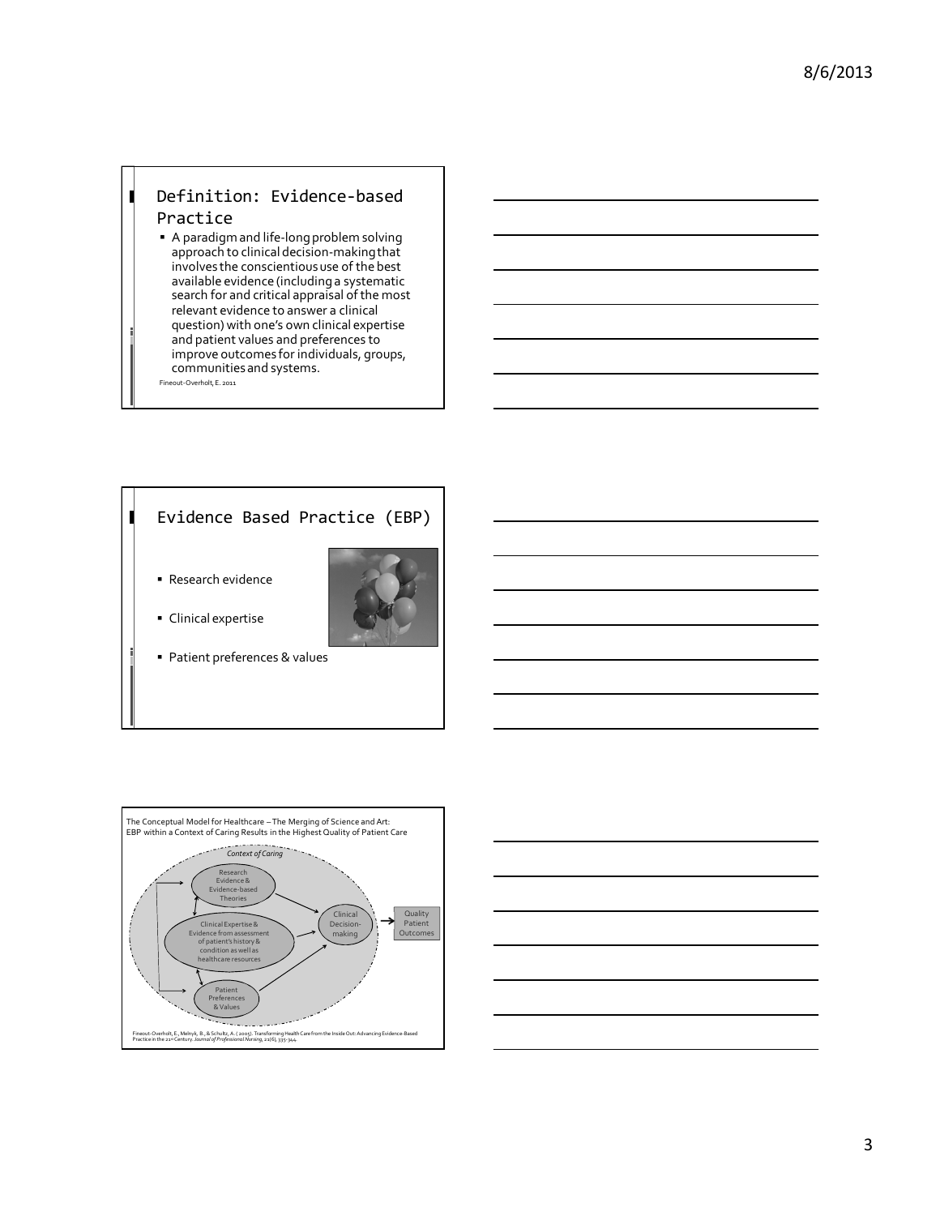## Definition: Evidence-based Practice

- A paradigm and life-long problem solving approach to clinical decision-making that involves the conscientious use of the best available evidence (including a systematic search for and critical appraisal of the most relevant evidence to answer a clinical question) with one's own clinical expertise and patient values and preferences to improve outcomes for individuals, groups, communities and systems.

Fineout-Overholt, E. 2011

## Evidence Based Practice (EBP)

- Research evidence
- Clinical expertise
- Patient preferences & values

The Conceptual Model for Healthcare – The Merging of Science and Art: EBP within a Context of Caring Results in the Highest Quality of Patient Care

*Context of Caring*

Research Evidence & Evidence-based Theories

Clinical Expertise & Evidence from assessment of patient's history & condition as well as healthcare resources

Patient Preferences & Values

Clinical Decision-making

Quality Patient Outcomes

Fineout-Overholt, E., Melnyk, B., & Schultz, A. (2005). Transforming Health Care from the Inside Out: Advancing Evidence-Based Practice in the 21st Century. *Journal of Professional Nursing*, 21(6), 335-344.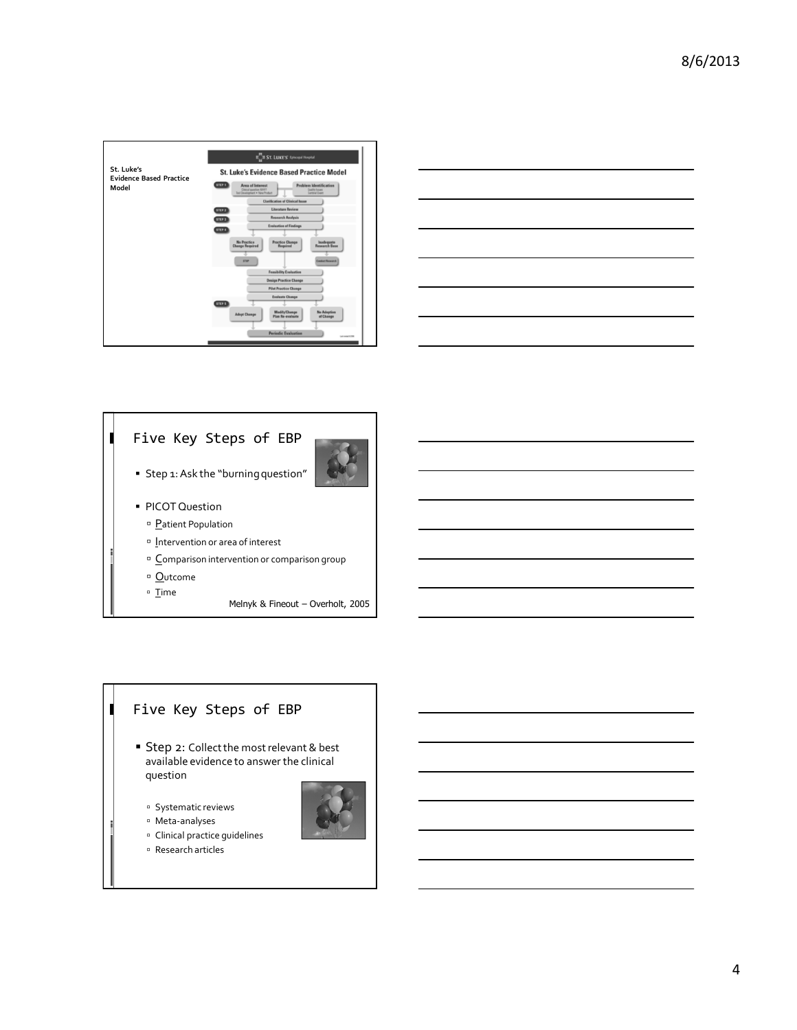St. Luke's Evidence Based Practice Model

St. Luke's Evidence Based Practice Model

STEP 1: Area of Interest — Problem Identification

Clarification of Clinical Issue

STEP 2: Literature Review

STEP 3: Research Analysis

STEP 4: Evaluation of Findings

No Practice Change Required — Practice Change Required — Inadequate Research Base

STOP — Conduct Research

Feasibility Evaluation

Design Practice Change

Pilot Practice Change

Evaluate Change

STEP 5: Adopt Change — Modify/Change Plan Re-evaluate — No Adoption of Change

Periodic Evaluation

## Five Key Steps of EBP

- Step 1: Ask the "burning question"
- PICOT Question
  - Patient Population
  - Intervention or area of interest
  - Comparison intervention or comparison group
  - Outcome
  - Time

Melnyk & Fineout – Overholt, 2005

## Five Key Steps of EBP

- Step 2: Collect the most relevant & best available evidence to answer the clinical question
  - Systematic reviews
  - Meta-analyses
  - Clinical practice guidelines
  - Research articles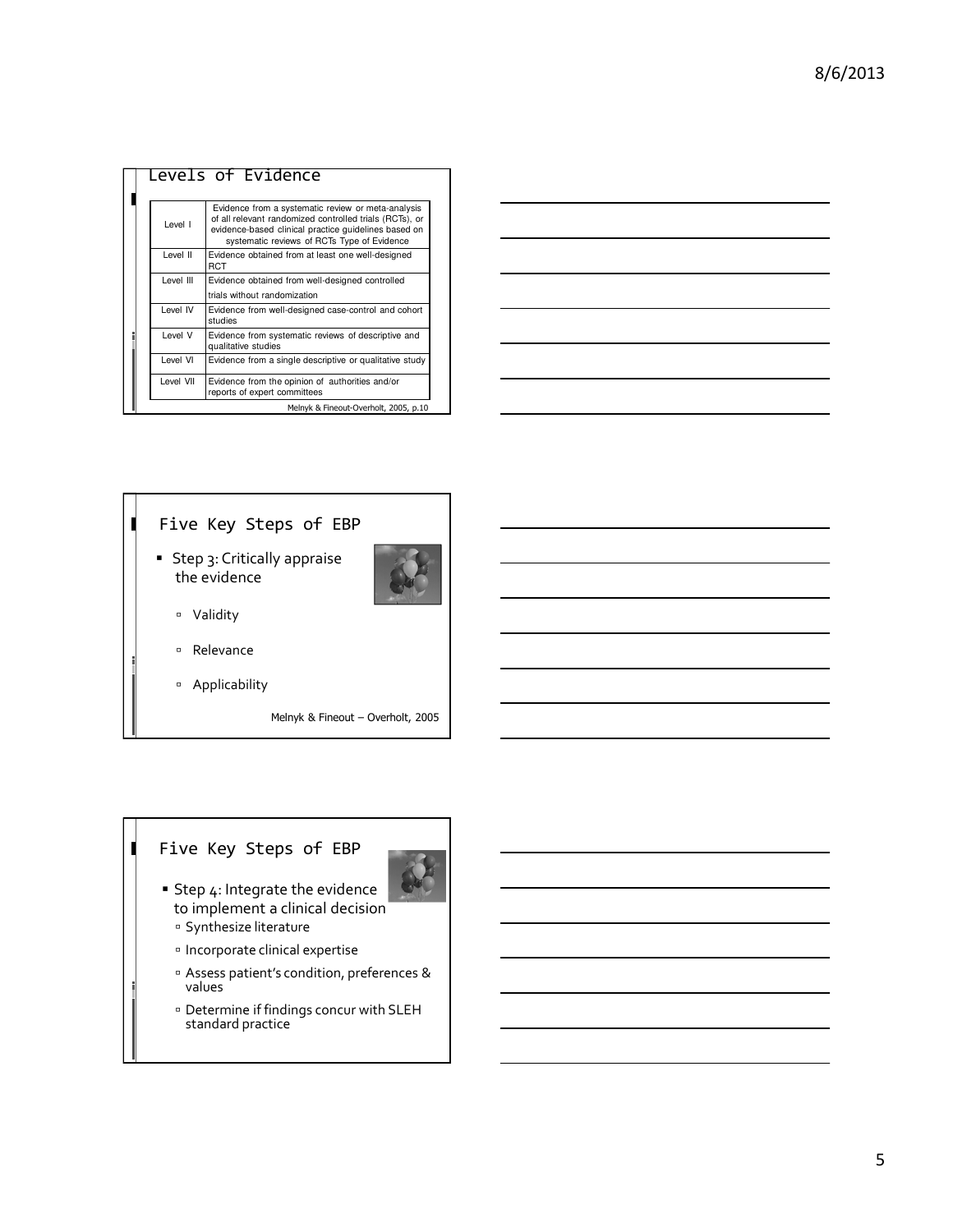## Levels of Evidence

| | |
|---|---|
| Level I | Evidence from a systematic review or meta-analysis of all relevant randomized controlled trials (RCTs), or evidence-based clinical practice guidelines based on systematic reviews of RCTs Type of Evidence |
| Level II | Evidence obtained from at least one well-designed RCT |
| Level III | Evidence obtained from well-designed controlled trials without randomization |
| Level IV | Evidence from well-designed case-control and cohort studies |
| Level V | Evidence from systematic reviews of descriptive and qualitative studies |
| Level VI | Evidence from a single descriptive or qualitative study |
| Level VII | Evidence from the opinion of authorities and/or reports of expert committees |

Melnyk & Fineout-Overholt, 2005, p.10

## Five Key Steps of EBP

- Step 3: Critically appraise the evidence
  - Validity
  - Relevance
  - Applicability

Melnyk & Fineout – Overholt, 2005

## Five Key Steps of EBP

- Step 4: Integrate the evidence to implement a clinical decision
  - Synthesize literature
  - Incorporate clinical expertise
  - Assess patient's condition, preferences & values
  - Determine if findings concur with SLEH standard practice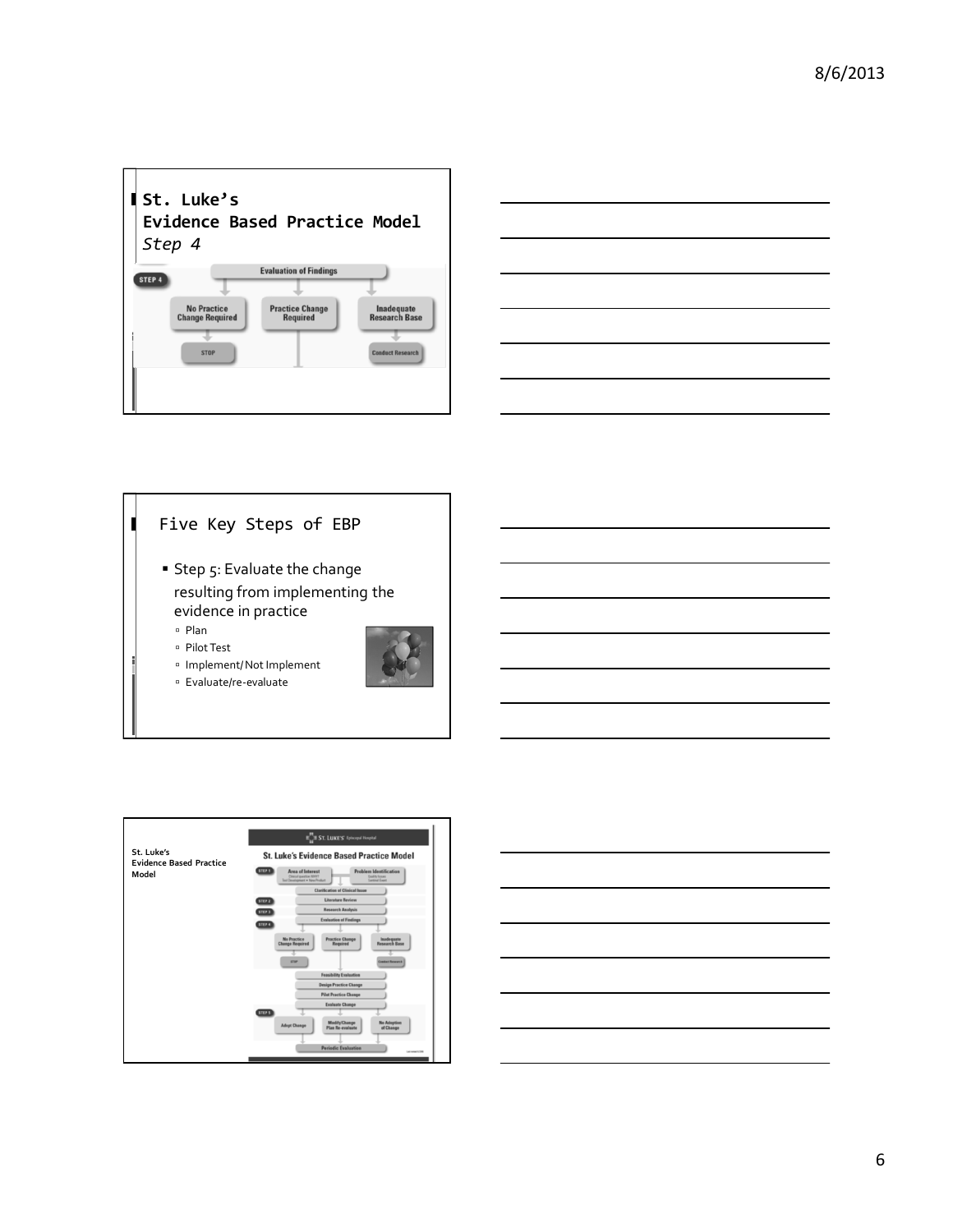## St. Luke's Evidence Based Practice Model

*Step 4*

STEP 4

Evaluation of Findings

- No Practice Change Required → STOP
- Practice Change Required
- Inadequate Research Base → Conduct Research

## Five Key Steps of EBP

- Step 5: Evaluate the change resulting from implementing the evidence in practice
  - Plan
  - Pilot Test
  - Implement/Not Implement
  - Evaluate/re-evaluate

**St. Luke's Evidence Based Practice Model**

ST. LUKE'S Episcopal Hospital

**St. Luke's Evidence Based Practice Model**

- STEP 1: Area of Interest (Clinical question, Test Development, New Product) | Problem Identification (Quality Issues, Sentinel Event)
  - Clarification of Clinical Issue
- STEP 2: Literature Review
- STEP 3: Research Analysis
- STEP 4: Evaluation of Findings
  - No Practice Change Required → STOP
  - Practice Change Required
  - Inadequate Research Base → Conduct Research
- Feasibility Evaluation
- Design Practice Change
- Pilot Practice Change
- Evaluate Change
- STEP 5:
  - Adopt Change
  - Modify/Change Plan Re-evaluate
  - No Adoption of Change
- Periodic Evaluation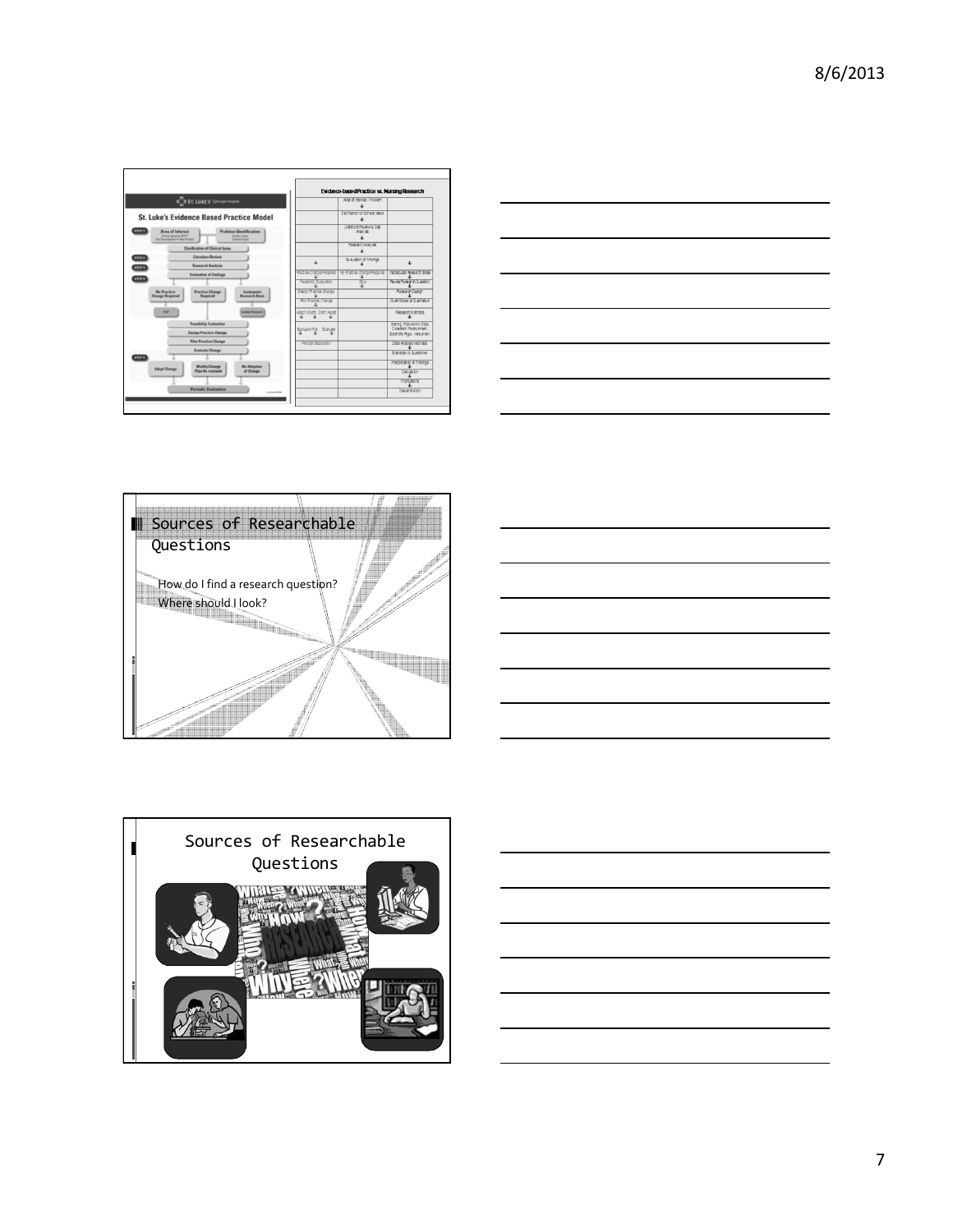St. Luke's Evidence Based Practice Model

| Evidence-based Practice vs. Nursing Research | | |
|---|---|---|
| | Area of Interest / Problem ↓ | |
| | Clarification of Clinical Issue ↓ | |
| | Literature Review & Gap Analysis ↓ | |
| | Research Analysis ↓ | |
| ↓ | Evaluation of Findings ↓ | ↓ |
| Practice Change Required ↓ | No Practice Change Required ↓ | Inadequate Research Base ↓ |
| Feasibility Evaluation ↓ | Stop | Revise Research Question ↓ |
| Design Practice Change ↓ | | Research Design ↓ |
| Pilot Practice Change ↓ | | Quantitative or Qualitative |
| Adopt Modify Don't Adopt | | Research Methods ↓ |
| Evaluate Pilot Evaluate | | Setting, Population, Data Collection, Recruitment, Scientific Rigor, Instrument |
| Periodic Evaluation | | Data Analysis Methods ↓ |
| | | Statistical or Qualitative |
| | | Interpretation of Findings ↓ |
| | | Discussion ↓ |
| | | Implications ↓ |
| | | Dissemination |

## Sources of Researchable Questions

How do I find a research question?
Where should I look?

## Sources of Researchable Questions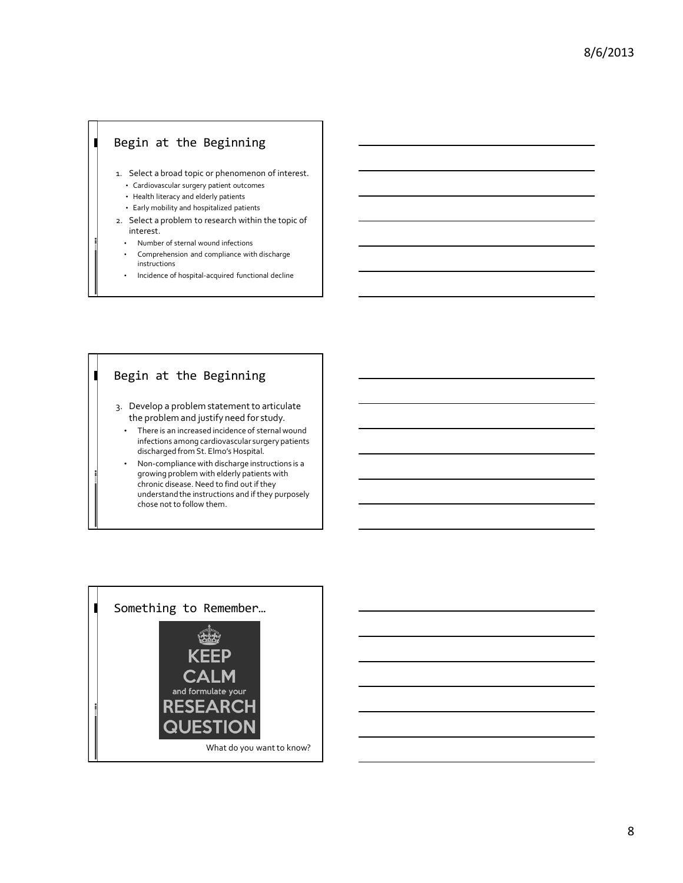## Begin at the Beginning

1. Select a broad topic or phenomenon of interest.
   - Cardiovascular surgery patient outcomes
   - Health literacy and elderly patients
   - Early mobility and hospitalized patients
2. Select a problem to research within the topic of interest.
   - Number of sternal wound infections
   - Comprehension and compliance with discharge instructions
   - Incidence of hospital-acquired functional decline

## Begin at the Beginning

3. Develop a problem statement to articulate the problem and justify need for study.
   - There is an increased incidence of sternal wound infections among cardiovascular surgery patients discharged from St. Elmo's Hospital.
   - Non-compliance with discharge instructions is a growing problem with elderly patients with chronic disease. Need to find out if they understand the instructions and if they purposely chose not to follow them.

## Something to Remember…

KEEP CALM and formulate your RESEARCH QUESTION

What do you want to know?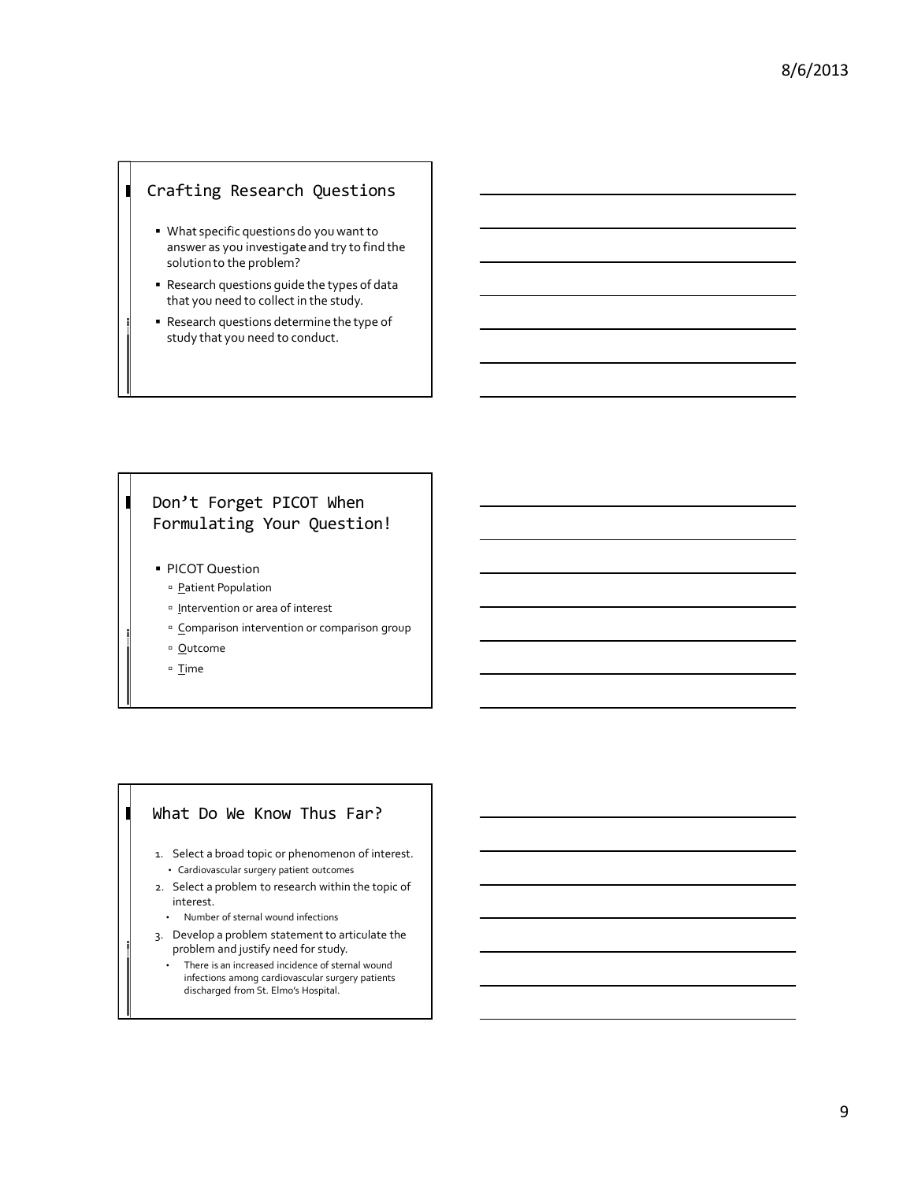## Crafting Research Questions

- What specific questions do you want to answer as you investigate and try to find the solution to the problem?
- Research questions guide the types of data that you need to collect in the study.
- Research questions determine the type of study that you need to conduct.

## Don't Forget PICOT When Formulating Your Question!

- PICOT Question
  - Patient Population
  - Intervention or area of interest
  - Comparison intervention or comparison group
  - Outcome
  - Time

## What Do We Know Thus Far?

1. Select a broad topic or phenomenon of interest.
   - Cardiovascular surgery patient outcomes
2. Select a problem to research within the topic of interest.
   - Number of sternal wound infections
3. Develop a problem statement to articulate the problem and justify need for study.
   - There is an increased incidence of sternal wound infections among cardiovascular surgery patients discharged from St. Elmo's Hospital.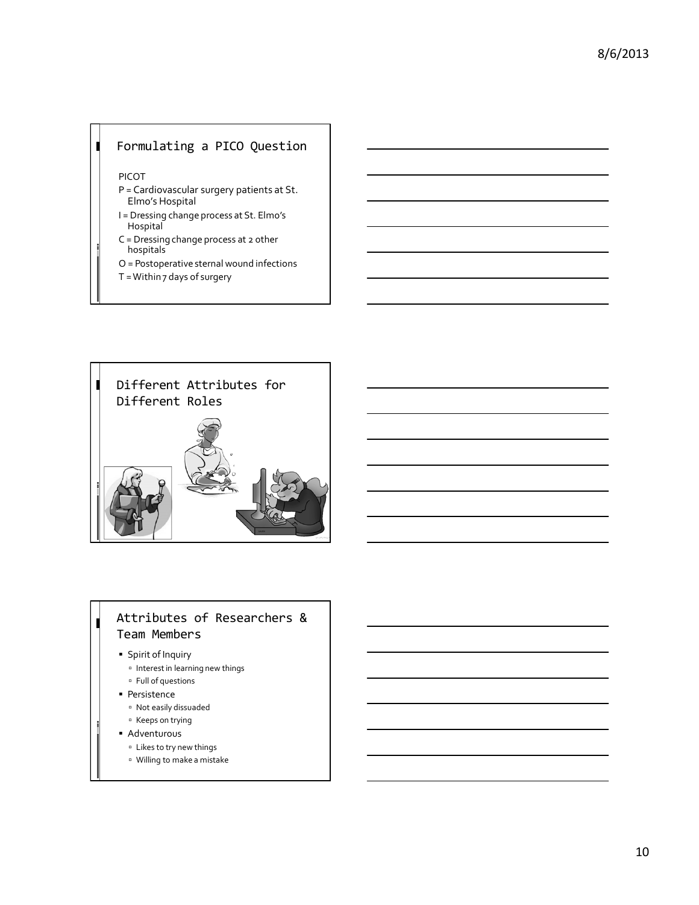## Formulating a PICO Question

PICOT

P = Cardiovascular surgery patients at St. Elmo's Hospital

I = Dressing change process at St. Elmo's Hospital

C = Dressing change process at 2 other hospitals

O = Postoperative sternal wound infections

T = Within 7 days of surgery

## Different Attributes for Different Roles

## Attributes of Researchers & Team Members

- Spirit of Inquiry
  - Interest in learning new things
  - Full of questions
- Persistence
  - Not easily dissuaded
  - Keeps on trying
- Adventurous
  - Likes to try new things
  - Willing to make a mistake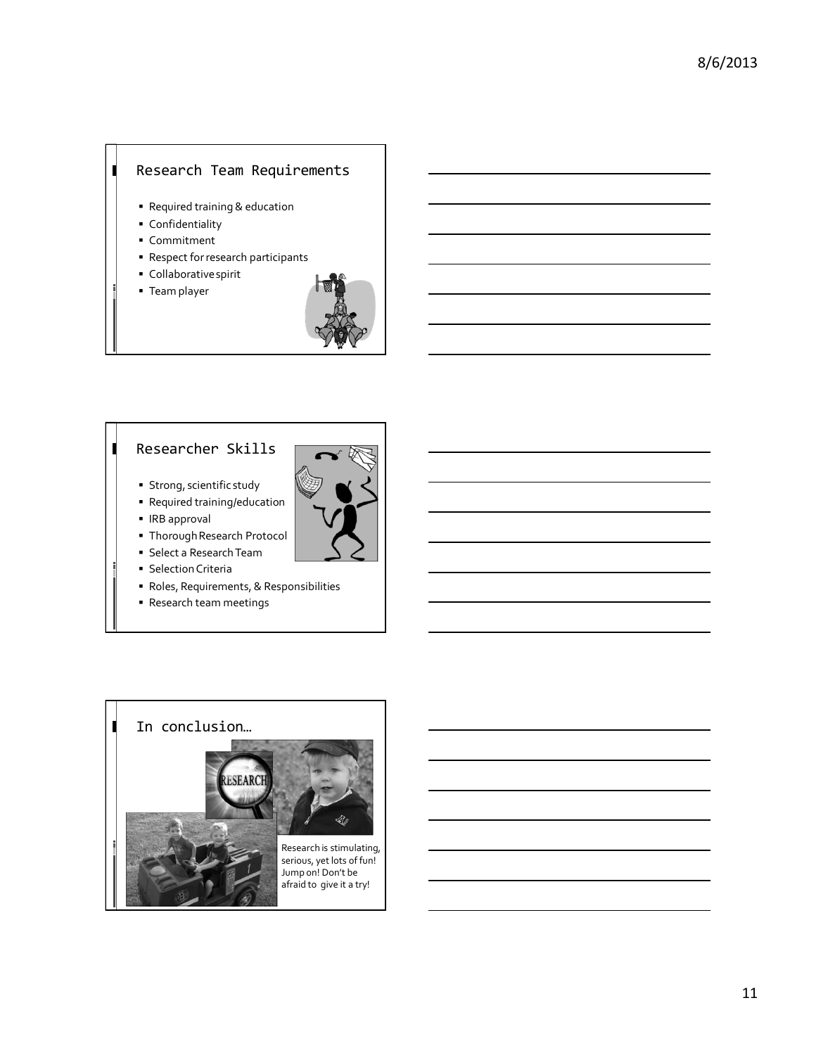## Research Team Requirements

- Required training & education
- Confidentiality
- Commitment
- Respect for research participants
- Collaborative spirit
- Team player

## Researcher Skills

- Strong, scientific study
- Required training/education
- IRB approval
- Thorough Research Protocol
- Select a Research Team
- Selection Criteria
- Roles, Requirements, & Responsibilities
- Research team meetings

## In conclusion…

Research is stimulating, serious, yet lots of fun! Jump on! Don't be afraid to give it a try!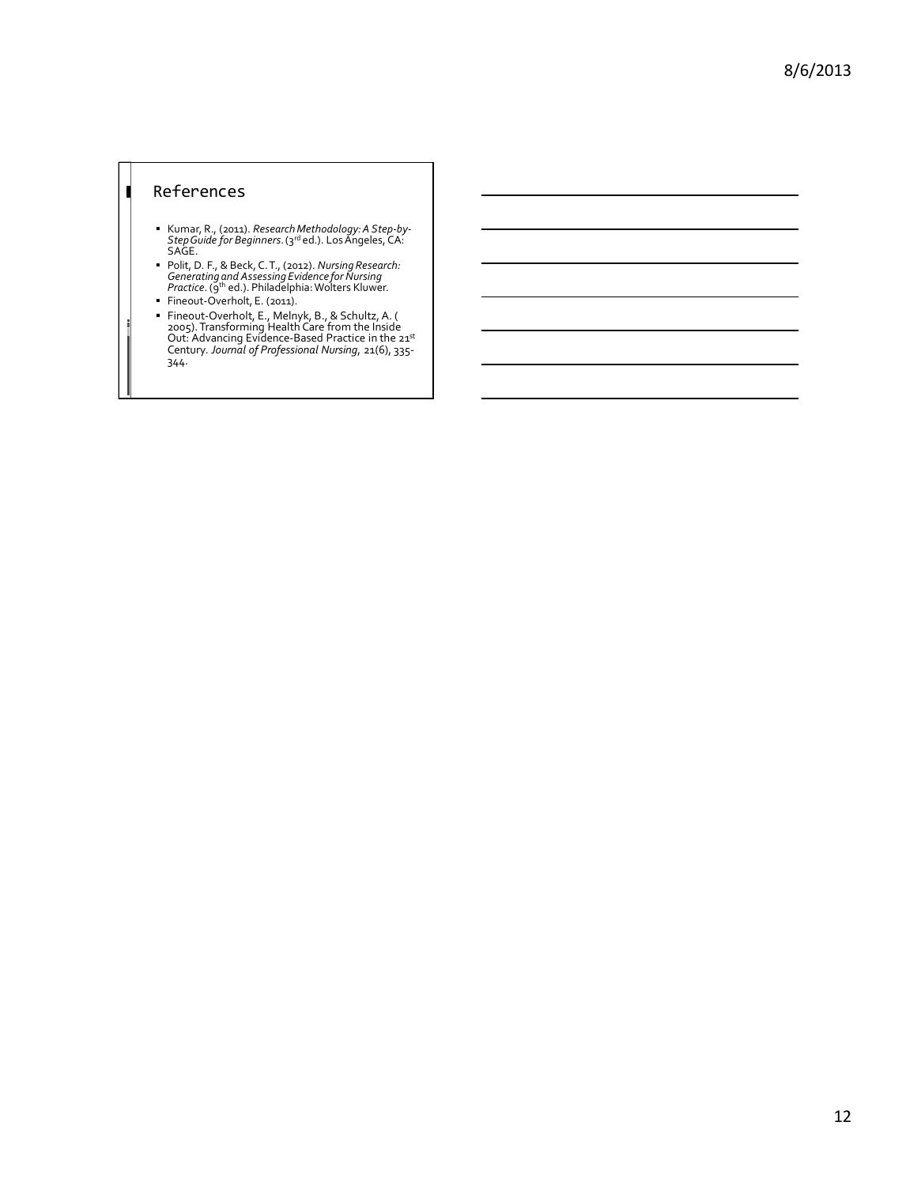## References

- Kumar, R., (2011). *Research Methodology: A Step-by-Step Guide for Beginners*. (3rd ed.). Los Angeles, CA: SAGE.
- Polit, D. F., & Beck, C. T., (2012). *Nursing Research: Generating and Assessing Evidence for Nursing Practice*. (9th ed.). Philadelphia: Wolters Kluwer.
- Fineout-Overholt, E. (2011).
- Fineout-Overholt, E., Melnyk, B., & Schultz, A. ( 2005). Transforming Health Care from the Inside Out: Advancing Evidence-Based Practice in the 21st Century. *Journal of Professional Nursing*, 21(6), 335-344.